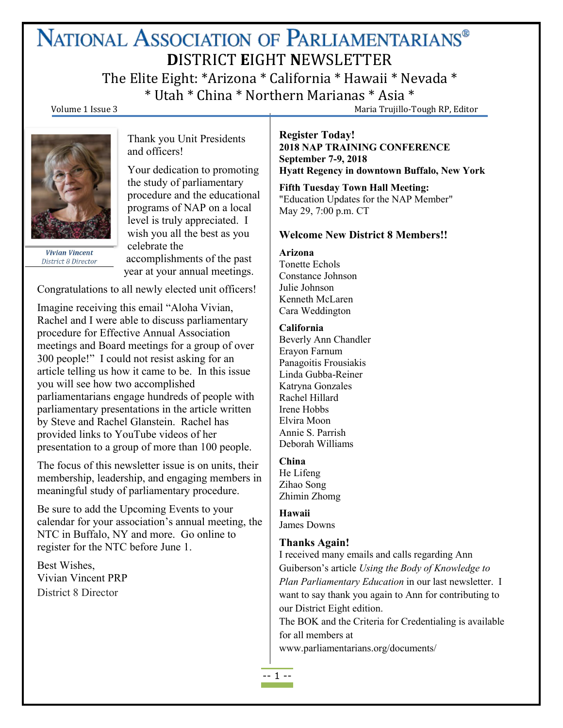# NATIONAL ASSOCIATION OF PARLIAMENTARIANS®

## DISTRICT EIGHT NEWSLETTER

The Elite Eight: *Arizona * California * Hawaii * Nevada *
* Utah * China * Northern Marianas * Asia *

Volume 1 Issue 3 — Maria Trujillo-Tough RP, Editor

*Vivian Vincent*
*District 8 Director*

Thank you Unit Presidents and officers!

Your dedication to promoting the study of parliamentary procedure and the educational programs of NAP on a local level is truly appreciated. I wish you all the best as you celebrate the accomplishments of the past year at your annual meetings.

Congratulations to all newly elected unit officers!

Imagine receiving this email "Aloha Vivian, Rachel and I were able to discuss parliamentary procedure for Effective Annual Association meetings and Board meetings for a group of over 300 people!" I could not resist asking for an article telling us how it came to be. In this issue you will see how two accomplished parliamentarians engage hundreds of people with parliamentary presentations in the article written by Steve and Rachel Glanstein. Rachel has provided links to YouTube videos of her presentation to a group of more than 100 people.

The focus of this newsletter issue is on units, their membership, leadership, and engaging members in meaningful study of parliamentary procedure.

Be sure to add the Upcoming Events to your calendar for your association's annual meeting, the NTC in Buffalo, NY and more. Go online to register for the NTC before June 1.

Best Wishes,
Vivian Vincent PRP
District 8 Director

**Register Today!**
**2018 NAP TRAINING CONFERENCE**
**September 7-9, 2018**
**Hyatt Regency in downtown Buffalo, New York**

**Fifth Tuesday Town Hall Meeting:**
"Education Updates for the NAP Member"
May 29, 7:00 p.m. CT

### Welcome New District 8 Members!!

**Arizona**
Tonette Echols
Constance Johnson
Julie Johnson
Kenneth McLaren
Cara Weddington

**California**
Beverly Ann Chandler
Erayon Farnum
Panagoitis Frousiakis
Linda Gubba-Reiner
Katryna Gonzales
Rachel Hillard
Irene Hobbs
Elvira Moon
Annie S. Parrish
Deborah Williams

**China**
He Lifeng
Zihao Song
Zhimin Zhomg

**Hawaii**
James Downs

### Thanks Again!

I received many emails and calls regarding Ann Guiberson's article *Using the Body of Knowledge to Plan Parliamentary Education* in our last newsletter. I want to say thank you again to Ann for contributing to our District Eight edition.

The BOK and the Criteria for Credentialing is available for all members at www.parliamentarians.org/documents/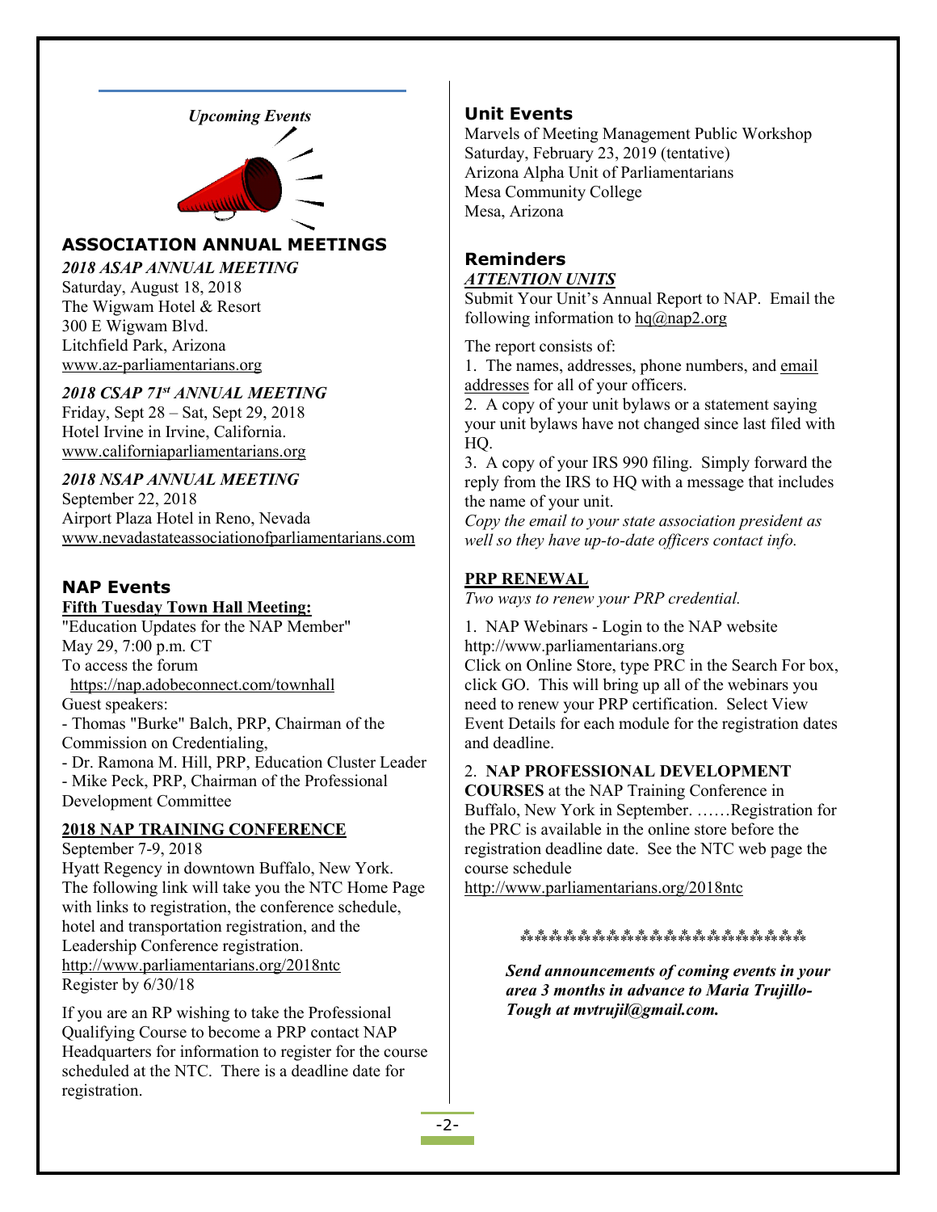*Upcoming Events*

## ASSOCIATION ANNUAL MEETINGS

***2018 ASAP ANNUAL MEETING***
Saturday, August 18, 2018
The Wigwam Hotel & Resort
300 E Wigwam Blvd.
Litchfield Park, Arizona
www.az-parliamentarians.org

***2018 CSAP 71st ANNUAL MEETING***
Friday, Sept 28 – Sat, Sept 29, 2018
Hotel Irvine in Irvine, California.
www.californiaparliamentarians.org

***2018 NSAP ANNUAL MEETING***
September 22, 2018
Airport Plaza Hotel in Reno, Nevada
www.nevadastateassociationofparliamentarians.com

## NAP Events

**Fifth Tuesday Town Hall Meeting:**
"Education Updates for the NAP Member"
May 29, 7:00 p.m. CT
To access the forum
https://nap.adobeconnect.com/townhall
Guest speakers:
- Thomas "Burke" Balch, PRP, Chairman of the Commission on Credentialing,
- Dr. Ramona M. Hill, PRP, Education Cluster Leader
- Mike Peck, PRP, Chairman of the Professional Development Committee

**2018 NAP TRAINING CONFERENCE**
September 7-9, 2018
Hyatt Regency in downtown Buffalo, New York.
The following link will take you the NTC Home Page with links to registration, the conference schedule, hotel and transportation registration, and the Leadership Conference registration.
http://www.parliamentarians.org/2018ntc
Register by 6/30/18

If you are an RP wishing to take the Professional Qualifying Course to become a PRP contact NAP Headquarters for information to register for the course scheduled at the NTC. There is a deadline date for registration.

## Unit Events

Marvels of Meeting Management Public Workshop
Saturday, February 23, 2019 (tentative)
Arizona Alpha Unit of Parliamentarians
Mesa Community College
Mesa, Arizona

## Reminders

***ATTENTION UNITS***
Submit Your Unit's Annual Report to NAP. Email the following information to hq@nap2.org

The report consists of:
1. The names, addresses, phone numbers, and email addresses for all of your officers.
2. A copy of your unit bylaws or a statement saying your unit bylaws have not changed since last filed with HQ.
3. A copy of your IRS 990 filing. Simply forward the reply from the IRS to HQ with a message that includes the name of your unit.

*Copy the email to your state association president as well so they have up-to-date officers contact info.*

**PRP RENEWAL**
*Two ways to renew your PRP credential.*

1. NAP Webinars - Login to the NAP website http://www.parliamentarians.org
Click on Online Store, type PRC in the Search For box, click GO. This will bring up all of the webinars you need to renew your PRP certification. Select View Event Details for each module for the registration dates and deadline.

2. **NAP PROFESSIONAL DEVELOPMENT COURSES** at the NAP Training Conference in Buffalo, New York in September. ……Registration for the PRC is available in the online store before the registration deadline date. See the NTC web page the course schedule
http://www.parliamentarians.org/2018ntc

*************************

***Send announcements of coming events in your area 3 months in advance to Maria Trujillo-Tough at mvtrujil@gmail.com.***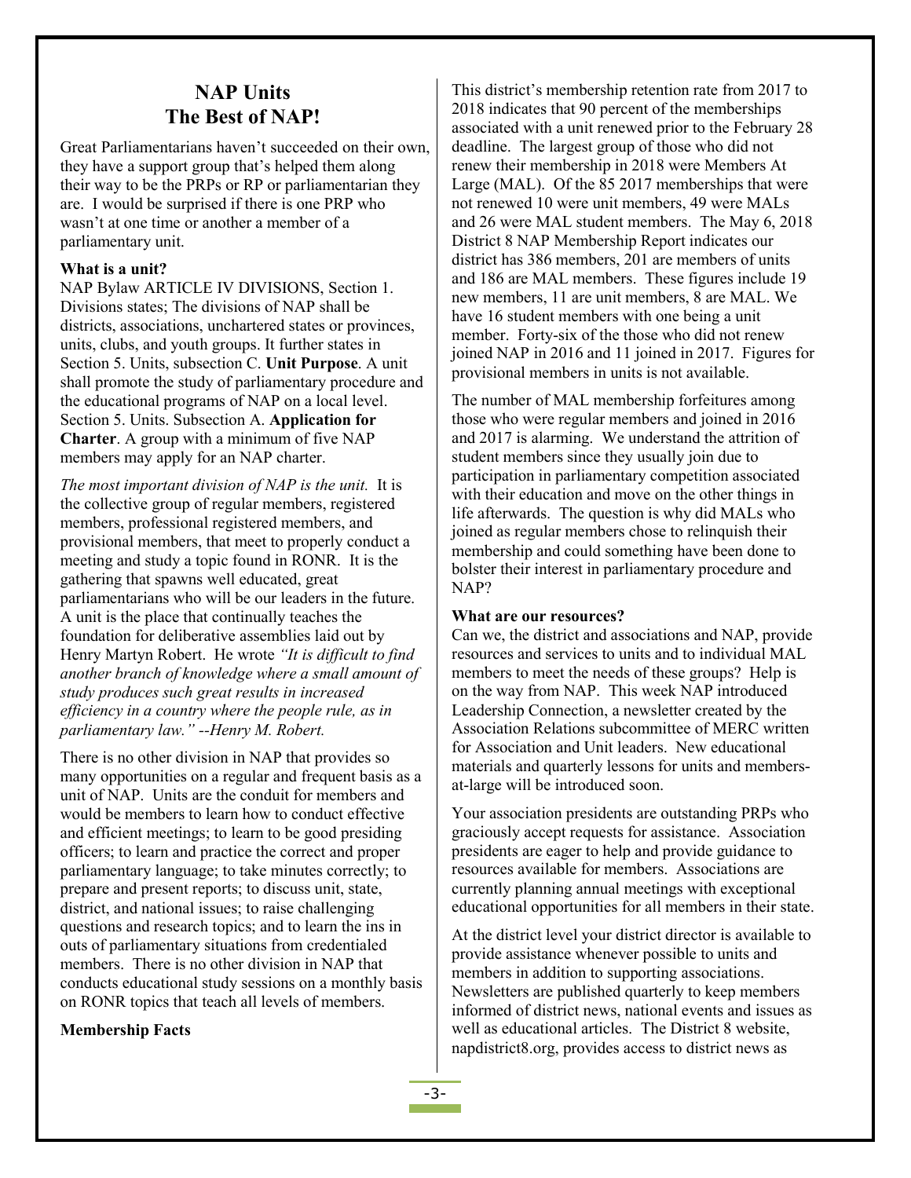# NAP Units
# The Best of NAP!

Great Parliamentarians haven't succeeded on their own, they have a support group that's helped them along their way to be the PRPs or RP or parliamentarian they are. I would be surprised if there is one PRP who wasn't at one time or another a member of a parliamentary unit.

**What is a unit?**
NAP Bylaw ARTICLE IV DIVISIONS, Section 1. Divisions states; The divisions of NAP shall be districts, associations, unchartered states or provinces, units, clubs, and youth groups. It further states in Section 5. Units, subsection C. **Unit Purpose**. A unit shall promote the study of parliamentary procedure and the educational programs of NAP on a local level. Section 5. Units. Subsection A. **Application for Charter**. A group with a minimum of five NAP members may apply for an NAP charter.

*The most important division of NAP is the unit.* It is the collective group of regular members, registered members, professional registered members, and provisional members, that meet to properly conduct a meeting and study a topic found in RONR. It is the gathering that spawns well educated, great parliamentarians who will be our leaders in the future. A unit is the place that continually teaches the foundation for deliberative assemblies laid out by Henry Martyn Robert. He wrote *"It is difficult to find another branch of knowledge where a small amount of study produces such great results in increased efficiency in a country where the people rule, as in parliamentary law." --Henry M. Robert.*

There is no other division in NAP that provides so many opportunities on a regular and frequent basis as a unit of NAP. Units are the conduit for members and would be members to learn how to conduct effective and efficient meetings; to learn to be good presiding officers; to learn and practice the correct and proper parliamentary language; to take minutes correctly; to prepare and present reports; to discuss unit, state, district, and national issues; to raise challenging questions and research topics; and to learn the ins in outs of parliamentary situations from credentialed members. There is no other division in NAP that conducts educational study sessions on a monthly basis on RONR topics that teach all levels of members.

**Membership Facts**

This district's membership retention rate from 2017 to 2018 indicates that 90 percent of the memberships associated with a unit renewed prior to the February 28 deadline. The largest group of those who did not renew their membership in 2018 were Members At Large (MAL). Of the 85 2017 memberships that were not renewed 10 were unit members, 49 were MALs and 26 were MAL student members. The May 6, 2018 District 8 NAP Membership Report indicates our district has 386 members, 201 are members of units and 186 are MAL members. These figures include 19 new members, 11 are unit members, 8 are MAL. We have 16 student members with one being a unit member. Forty-six of the those who did not renew joined NAP in 2016 and 11 joined in 2017. Figures for provisional members in units is not available.

The number of MAL membership forfeitures among those who were regular members and joined in 2016 and 2017 is alarming. We understand the attrition of student members since they usually join due to participation in parliamentary competition associated with their education and move on the other things in life afterwards. The question is why did MALs who joined as regular members chose to relinquish their membership and could something have been done to bolster their interest in parliamentary procedure and NAP?

**What are our resources?**
Can we, the district and associations and NAP, provide resources and services to units and to individual MAL members to meet the needs of these groups? Help is on the way from NAP. This week NAP introduced Leadership Connection, a newsletter created by the Association Relations subcommittee of MERC written for Association and Unit leaders. New educational materials and quarterly lessons for units and members-at-large will be introduced soon.

Your association presidents are outstanding PRPs who graciously accept requests for assistance. Association presidents are eager to help and provide guidance to resources available for members. Associations are currently planning annual meetings with exceptional educational opportunities for all members in their state.

At the district level your district director is available to provide assistance whenever possible to units and members in addition to supporting associations. Newsletters are published quarterly to keep members informed of district news, national events and issues as well as educational articles. The District 8 website, napdistrict8.org, provides access to district news as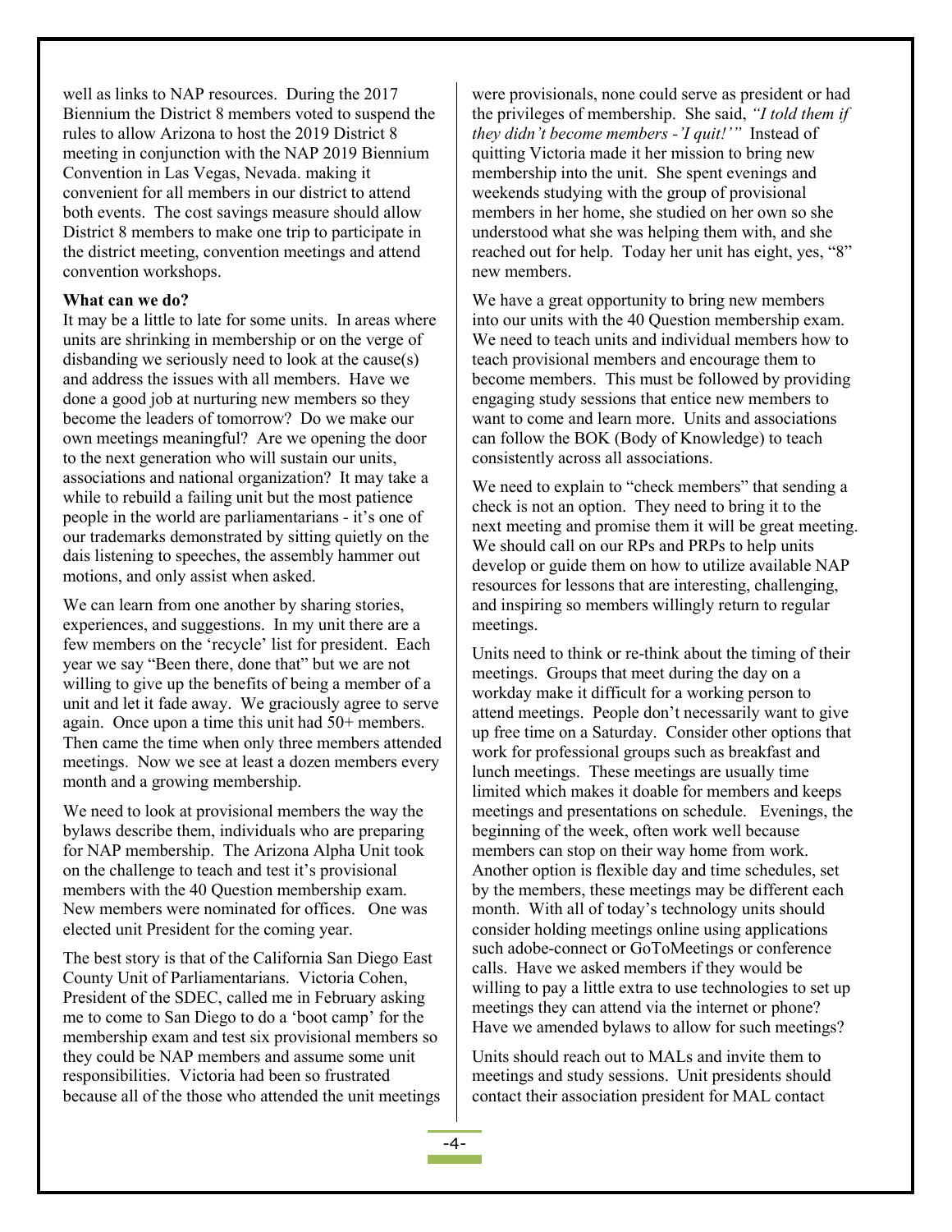well as links to NAP resources. During the 2017 Biennium the District 8 members voted to suspend the rules to allow Arizona to host the 2019 District 8 meeting in conjunction with the NAP 2019 Biennium Convention in Las Vegas, Nevada. making it convenient for all members in our district to attend both events. The cost savings measure should allow District 8 members to make one trip to participate in the district meeting, convention meetings and attend convention workshops.

**What can we do?**

It may be a little to late for some units. In areas where units are shrinking in membership or on the verge of disbanding we seriously need to look at the cause(s) and address the issues with all members. Have we done a good job at nurturing new members so they become the leaders of tomorrow? Do we make our own meetings meaningful? Are we opening the door to the next generation who will sustain our units, associations and national organization? It may take a while to rebuild a failing unit but the most patience people in the world are parliamentarians - it's one of our trademarks demonstrated by sitting quietly on the dais listening to speeches, the assembly hammer out motions, and only assist when asked.

We can learn from one another by sharing stories, experiences, and suggestions. In my unit there are a few members on the 'recycle' list for president. Each year we say "Been there, done that" but we are not willing to give up the benefits of being a member of a unit and let it fade away. We graciously agree to serve again. Once upon a time this unit had 50+ members. Then came the time when only three members attended meetings. Now we see at least a dozen members every month and a growing membership.

We need to look at provisional members the way the bylaws describe them, individuals who are preparing for NAP membership. The Arizona Alpha Unit took on the challenge to teach and test it's provisional members with the 40 Question membership exam. New members were nominated for offices. One was elected unit President for the coming year.

The best story is that of the California San Diego East County Unit of Parliamentarians. Victoria Cohen, President of the SDEC, called me in February asking me to come to San Diego to do a 'boot camp' for the membership exam and test six provisional members so they could be NAP members and assume some unit responsibilities. Victoria had been so frustrated because all of the those who attended the unit meetings were provisionals, none could serve as president or had the privileges of membership. She said, *"I told them if they didn't become members -'I quit!'"* Instead of quitting Victoria made it her mission to bring new membership into the unit. She spent evenings and weekends studying with the group of provisional members in her home, she studied on her own so she understood what she was helping them with, and she reached out for help. Today her unit has eight, yes, "8" new members.

We have a great opportunity to bring new members into our units with the 40 Question membership exam. We need to teach units and individual members how to teach provisional members and encourage them to become members. This must be followed by providing engaging study sessions that entice new members to want to come and learn more. Units and associations can follow the BOK (Body of Knowledge) to teach consistently across all associations.

We need to explain to "check members" that sending a check is not an option. They need to bring it to the next meeting and promise them it will be great meeting. We should call on our RPs and PRPs to help units develop or guide them on how to utilize available NAP resources for lessons that are interesting, challenging, and inspiring so members willingly return to regular meetings.

Units need to think or re-think about the timing of their meetings. Groups that meet during the day on a workday make it difficult for a working person to attend meetings. People don't necessarily want to give up free time on a Saturday. Consider other options that work for professional groups such as breakfast and lunch meetings. These meetings are usually time limited which makes it doable for members and keeps meetings and presentations on schedule. Evenings, the beginning of the week, often work well because members can stop on their way home from work. Another option is flexible day and time schedules, set by the members, these meetings may be different each month. With all of today's technology units should consider holding meetings online using applications such adobe-connect or GoToMeetings or conference calls. Have we asked members if they would be willing to pay a little extra to use technologies to set up meetings they can attend via the internet or phone? Have we amended bylaws to allow for such meetings?

Units should reach out to MALs and invite them to meetings and study sessions. Unit presidents should contact their association president for MAL contact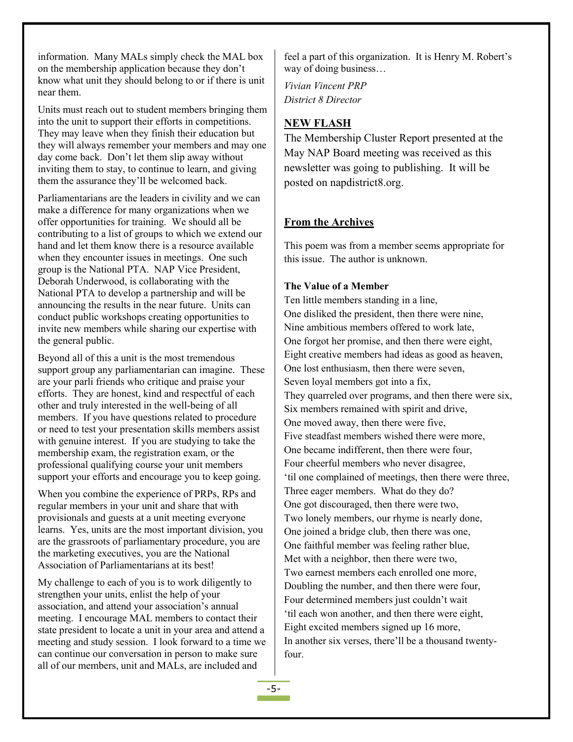information. Many MALs simply check the MAL box on the membership application because they don't know what unit they should belong to or if there is unit near them.

Units must reach out to student members bringing them into the unit to support their efforts in competitions. They may leave when they finish their education but they will always remember your members and may one day come back. Don't let them slip away without inviting them to stay, to continue to learn, and giving them the assurance they'll be welcomed back.

Parliamentarians are the leaders in civility and we can make a difference for many organizations when we offer opportunities for training. We should all be contributing to a list of groups to which we extend our hand and let them know there is a resource available when they encounter issues in meetings. One such group is the National PTA. NAP Vice President, Deborah Underwood, is collaborating with the National PTA to develop a partnership and will be announcing the results in the near future. Units can conduct public workshops creating opportunities to invite new members while sharing our expertise with the general public.

Beyond all of this a unit is the most tremendous support group any parliamentarian can imagine. These are your parli friends who critique and praise your efforts. They are honest, kind and respectful of each other and truly interested in the well-being of all members. If you have questions related to procedure or need to test your presentation skills members assist with genuine interest. If you are studying to take the membership exam, the registration exam, or the professional qualifying course your unit members support your efforts and encourage you to keep going.

When you combine the experience of PRPs, RPs and regular members in your unit and share that with provisionals and guests at a unit meeting everyone learns. Yes, units are the most important division, you are the grassroots of parliamentary procedure, you are the marketing executives, you are the National Association of Parliamentarians at its best!

My challenge to each of you is to work diligently to strengthen your units, enlist the help of your association, and attend your association's annual meeting. I encourage MAL members to contact their state president to locate a unit in your area and attend a meeting and study session. I look forward to a time we can continue our conversation in person to make sure all of our members, unit and MALs, are included and feel a part of this organization. It is Henry M. Robert's way of doing business…

*Vivian Vincent PRP*
*District 8 Director*

## NEW FLASH

The Membership Cluster Report presented at the May NAP Board meeting was received as this newsletter was going to publishing. It will be posted on napdistrict8.org.

## From the Archives

This poem was from a member seems appropriate for this issue. The author is unknown.

**The Value of a Member**

Ten little members standing in a line,
One disliked the president, then there were nine,
Nine ambitious members offered to work late,
One forgot her promise, and then there were eight,
Eight creative members had ideas as good as heaven,
One lost enthusiasm, then there were seven,
Seven loyal members got into a fix,
They quarreled over programs, and then there were six,
Six members remained with spirit and drive,
One moved away, then there were five,
Five steadfast members wished there were more,
One became indifferent, then there were four,
Four cheerful members who never disagree,
'til one complained of meetings, then there were three,
Three eager members. What do they do?
One got discouraged, then there were two,
Two lonely members, our rhyme is nearly done,
One joined a bridge club, then there was one,
One faithful member was feeling rather blue,
Met with a neighbor, then there were two,
Two earnest members each enrolled one more,
Doubling the number, and then there were four,
Four determined members just couldn't wait
'til each won another, and then there were eight,
Eight excited members signed up 16 more,
In another six verses, there'll be a thousand twenty-four.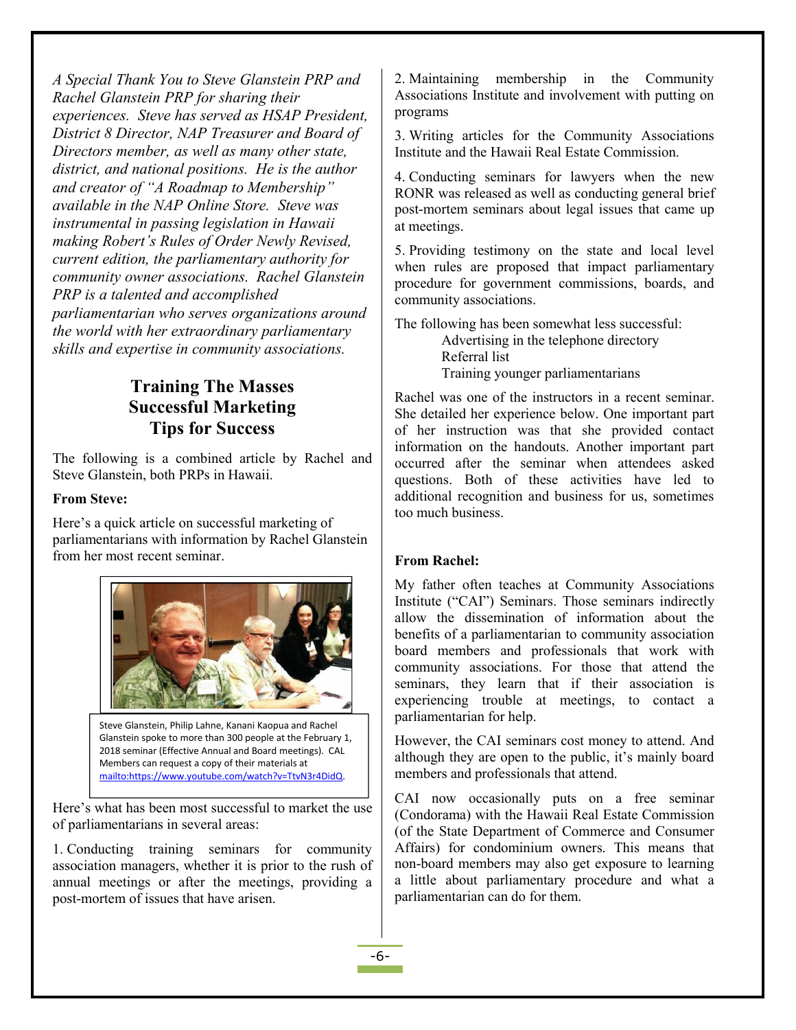*A Special Thank You to Steve Glanstein PRP and Rachel Glanstein PRP for sharing their experiences. Steve has served as HSAP President, District 8 Director, NAP Treasurer and Board of Directors member, as well as many other state, district, and national positions. He is the author and creator of "A Roadmap to Membership" available in the NAP Online Store. Steve was instrumental in passing legislation in Hawaii making Robert's Rules of Order Newly Revised, current edition, the parliamentary authority for community owner associations. Rachel Glanstein PRP is a talented and accomplished parliamentarian who serves organizations around the world with her extraordinary parliamentary skills and expertise in community associations.*

## Training The Masses Successful Marketing Tips for Success

The following is a combined article by Rachel and Steve Glanstein, both PRPs in Hawaii.

**From Steve:**

Here's a quick article on successful marketing of parliamentarians with information by Rachel Glanstein from her most recent seminar.

Steve Glanstein, Philip Lahne, Kanani Kaopua and Rachel Glanstein spoke to more than 300 people at the February 1, 2018 seminar (Effective Annual and Board meetings). CAL Members can request a copy of their materials at mailto:https://www.youtube.com/watch?v=TtvN3r4DidQ.

Here's what has been most successful to market the use of parliamentarians in several areas:

1. Conducting training seminars for community association managers, whether it is prior to the rush of annual meetings or after the meetings, providing a post-mortem of issues that have arisen.

2. Maintaining membership in the Community Associations Institute and involvement with putting on programs

3. Writing articles for the Community Associations Institute and the Hawaii Real Estate Commission.

4. Conducting seminars for lawyers when the new RONR was released as well as conducting general brief post-mortem seminars about legal issues that came up at meetings.

5. Providing testimony on the state and local level when rules are proposed that impact parliamentary procedure for government commissions, boards, and community associations.

The following has been somewhat less successful:

- Advertising in the telephone directory
- Referral list
- Training younger parliamentarians

Rachel was one of the instructors in a recent seminar. She detailed her experience below. One important part of her instruction was that she provided contact information on the handouts. Another important part occurred after the seminar when attendees asked questions. Both of these activities have led to additional recognition and business for us, sometimes too much business.

**From Rachel:**

My father often teaches at Community Associations Institute ("CAI") Seminars. Those seminars indirectly allow the dissemination of information about the benefits of a parliamentarian to community association board members and professionals that work with community associations. For those that attend the seminars, they learn that if their association is experiencing trouble at meetings, to contact a parliamentarian for help.

However, the CAI seminars cost money to attend. And although they are open to the public, it's mainly board members and professionals that attend.

CAI now occasionally puts on a free seminar (Condorama) with the Hawaii Real Estate Commission (of the State Department of Commerce and Consumer Affairs) for condominium owners. This means that non-board members may also get exposure to learning a little about parliamentary procedure and what a parliamentarian can do for them.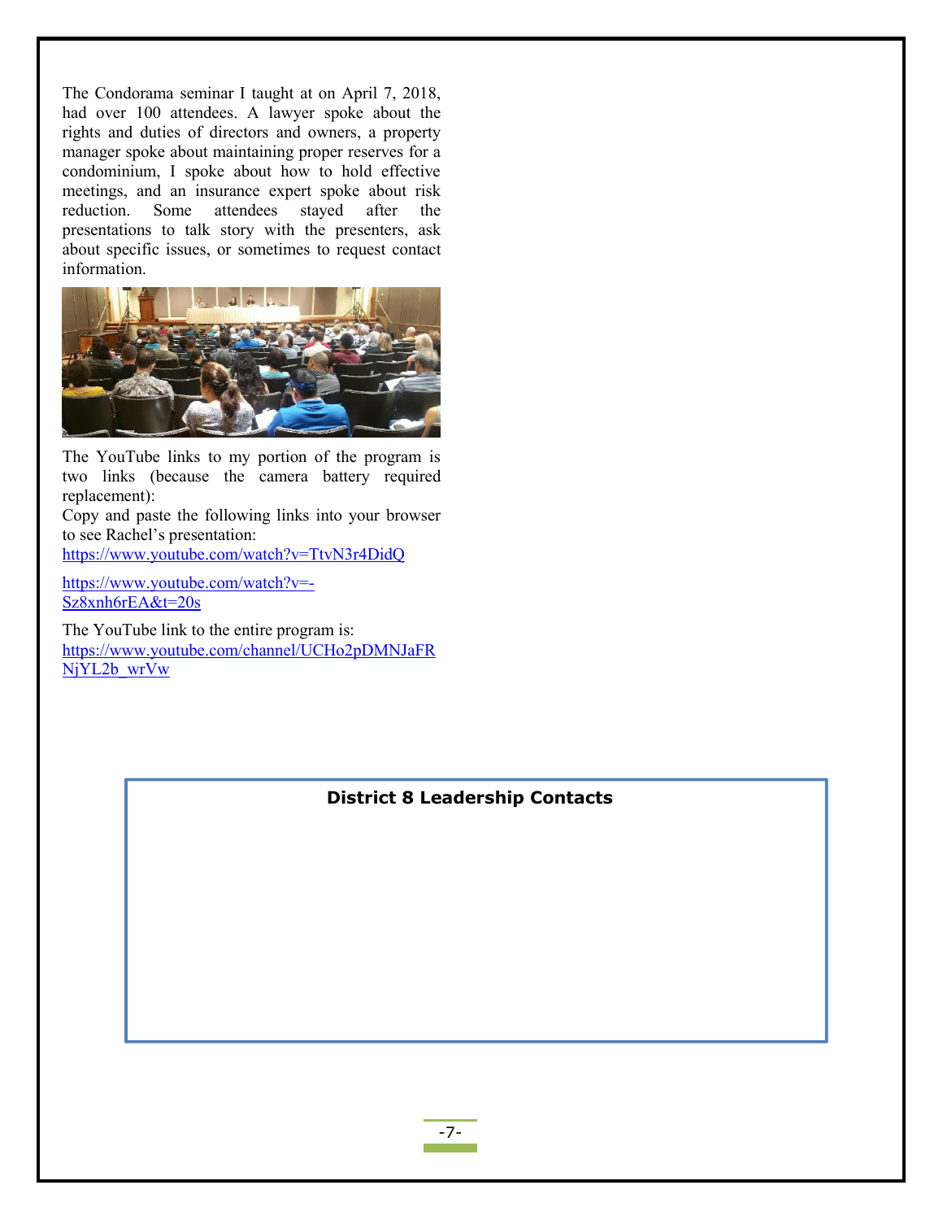The Condorama seminar I taught at on April 7, 2018, had over 100 attendees. A lawyer spoke about the rights and duties of directors and owners, a property manager spoke about maintaining proper reserves for a condominium, I spoke about how to hold effective meetings, and an insurance expert spoke about risk reduction. Some attendees stayed after the presentations to talk story with the presenters, ask about specific issues, or sometimes to request contact information.

The YouTube links to my portion of the program is two links (because the camera battery required replacement):

Copy and paste the following links into your browser to see Rachel's presentation:

https://www.youtube.com/watch?v=TtvN3r4DidQ

https://www.youtube.com/watch?v=-Sz8xnh6rEA&t=20s

The YouTube link to the entire program is:
https://www.youtube.com/channel/UCHo2pDMNJaFRNjYL2b_wrVw

**District 8 Leadership Contacts**